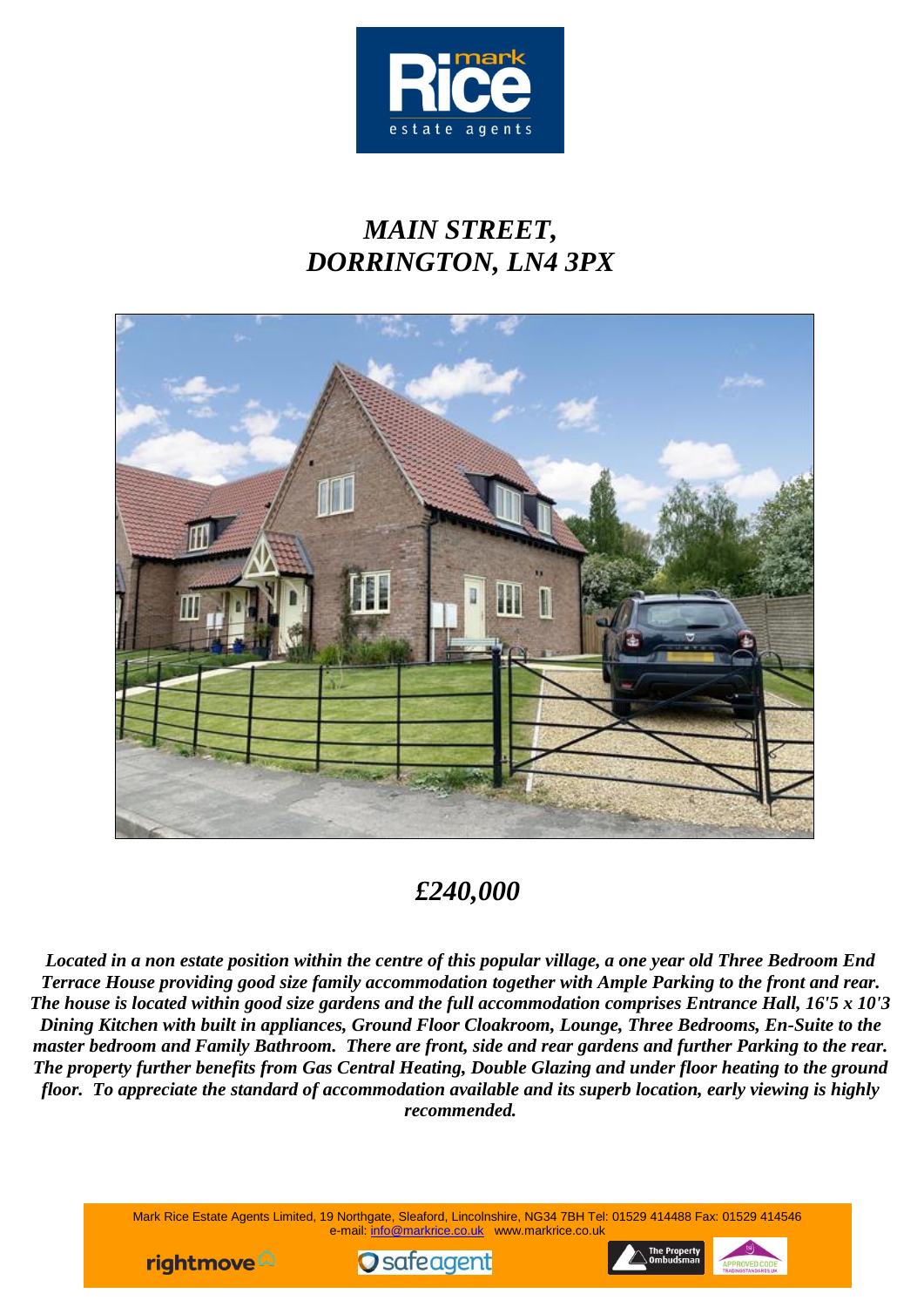# *MAIN STREET, DORRINGTON, LN4 3PX*

## *£240,000*

***Located in a non estate position within the centre of this popular village, a one year old Three Bedroom End Terrace House providing good size family accommodation together with Ample Parking to the front and rear. The house is located within good size gardens and the full accommodation comprises Entrance Hall, 16'5 x 10'3 Dining Kitchen with built in appliances, Ground Floor Cloakroom, Lounge, Three Bedrooms, En-Suite to the master bedroom and Family Bathroom. There are front, side and rear gardens and further Parking to the rear. The property further benefits from Gas Central Heating, Double Glazing and under floor heating to the ground floor. To appreciate the standard of accommodation available and its superb location, early viewing is highly recommended.***

Mark Rice Estate Agents Limited, 19 Northgate, Sleaford, Lincolnshire, NG34 7BH Tel: 01529 414488 Fax: 01529 414546
e-mail: info@markrice.co.uk www.markrice.co.uk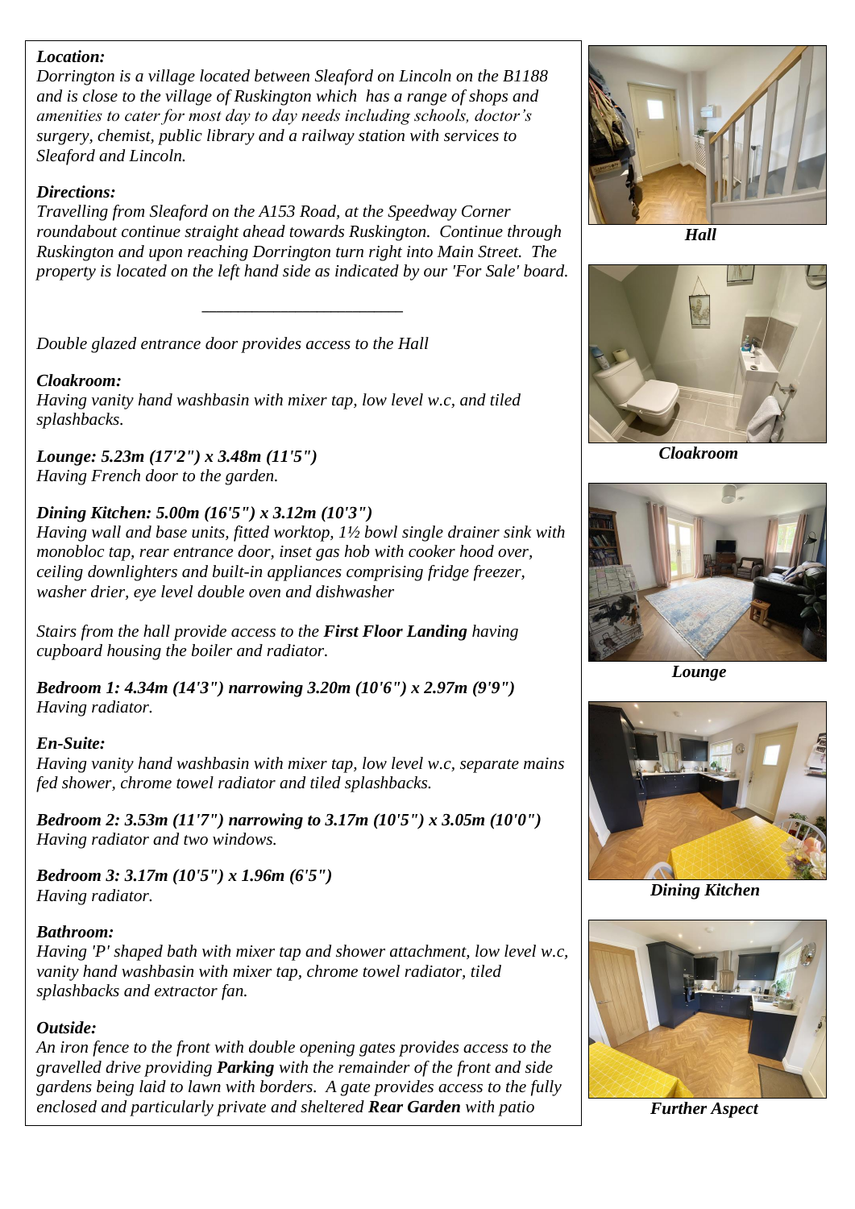***Location:***
*Dorrington is a village located between Sleaford on Lincoln on the B1188 and is close to the village of Ruskington which has a range of shops and amenities to cater for most day to day needs including schools, doctor's surgery, chemist, public library and a railway station with services to Sleaford and Lincoln.*

***Directions:***
*Travelling from Sleaford on the A153 Road, at the Speedway Corner roundabout continue straight ahead towards Ruskington. Continue through Ruskington and upon reaching Dorrington turn right into Main Street. The property is located on the left hand side as indicated by our 'For Sale' board.*

---

*Double glazed entrance door provides access to the Hall*

***Cloakroom:***
*Having vanity hand washbasin with mixer tap, low level w.c, and tiled splashbacks.*

***Lounge: 5.23m (17'2") x 3.48m (11'5")***
*Having French door to the garden.*

***Dining Kitchen: 5.00m (16'5") x 3.12m (10'3")***
*Having wall and base units, fitted worktop, 1½ bowl single drainer sink with monobloc tap, rear entrance door, inset gas hob with cooker hood over, ceiling downlighters and built-in appliances comprising fridge freezer, washer drier, eye level double oven and dishwasher*

*Stairs from the hall provide access to the* ***First Floor Landing*** *having cupboard housing the boiler and radiator.*

***Bedroom 1: 4.34m (14'3") narrowing 3.20m (10'6") x 2.97m (9'9")***
*Having radiator.*

***En-Suite:***
*Having vanity hand washbasin with mixer tap, low level w.c, separate mains fed shower, chrome towel radiator and tiled splashbacks.*

***Bedroom 2: 3.53m (11'7") narrowing to 3.17m (10'5") x 3.05m (10'0")***
*Having radiator and two windows.*

***Bedroom 3: 3.17m (10'5") x 1.96m (6'5")***
*Having radiator.*

***Bathroom:***
*Having 'P' shaped bath with mixer tap and shower attachment, low level w.c, vanity hand washbasin with mixer tap, chrome towel radiator, tiled splashbacks and extractor fan.*

***Outside:***
*An iron fence to the front with double opening gates provides access to the gravelled drive providing* ***Parking*** *with the remainder of the front and side gardens being laid to lawn with borders. A gate provides access to the fully enclosed and particularly private and sheltered* ***Rear Garden*** *with patio*

***Hall***

***Cloakroom***

***Lounge***

***Dining Kitchen***

***Further Aspect***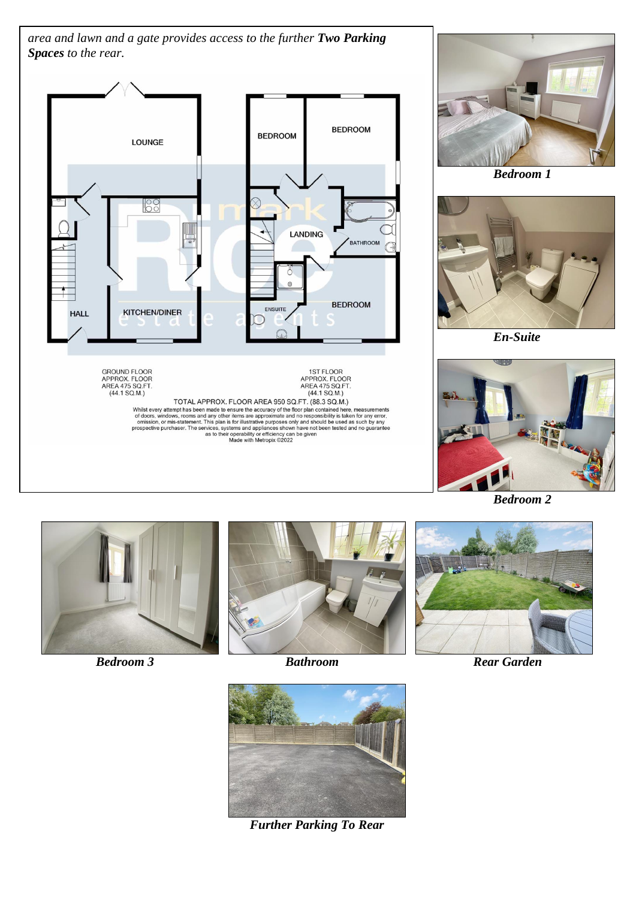*area and lawn and a gate provides access to the further **Two Parking Spaces** to the rear.*

LOUNGE

HALL

KITCHEN/DINER

BEDROOM

BEDROOM

LANDING

BATHROOM

ENSUITE

BEDROOM

GROUND FLOOR
APPROX. FLOOR
AREA 475 SQ.FT.
(44.1 SQ.M.)

1ST FLOOR
APPROX. FLOOR
AREA 475 SQ.FT.
(44.1 SQ.M.)

TOTAL APPROX. FLOOR AREA 950 SQ.FT. (88.3 SQ.M.)

Whilst every attempt has been made to ensure the accuracy of the floor plan contained here, measurements of doors, windows, rooms and any other items are approximate and no responsibility is taken for any error, omission, or mis-statement. This plan is for illustrative purposes only and should be used as such by any prospective purchaser. The services, systems and appliances shown have not been tested and no guarantee as to their operability or efficiency can be given
Made with Metropix ©2022

***Bedroom 1***

***En-Suite***

***Bedroom 2***

***Bedroom 3***

***Bathroom***

***Rear Garden***

***Further Parking To Rear***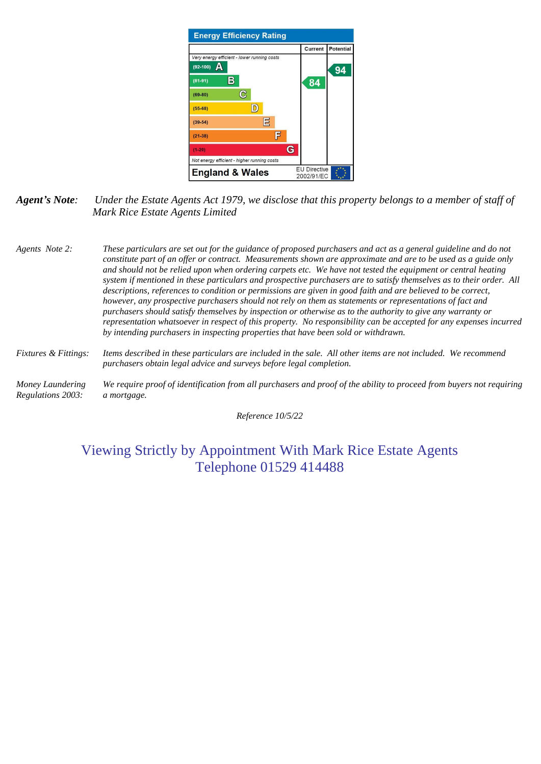Energy Efficiency Rating

Current | Potential

Very energy efficient - lower running costs

(92-100) A

(81-91) B

(69-80) C

(55-68) D

(39-54) E

(21-38) F

(1-20) G

Not energy efficient - higher running costs

84

94

England & Wales

EU Directive 2002/91/EC

***Agent's Note:*** *Under the Estate Agents Act 1979, we disclose that this property belongs to a member of staff of Mark Rice Estate Agents Limited*

*Agents Note 2:* *These particulars are set out for the guidance of proposed purchasers and act as a general guideline and do not constitute part of an offer or contract. Measurements shown are approximate and are to be used as a guide only and should not be relied upon when ordering carpets etc. We have not tested the equipment or central heating system if mentioned in these particulars and prospective purchasers are to satisfy themselves as to their order. All descriptions, references to condition or permissions are given in good faith and are believed to be correct, however, any prospective purchasers should not rely on them as statements or representations of fact and purchasers should satisfy themselves by inspection or otherwise as to the authority to give any warranty or representation whatsoever in respect of this property. No responsibility can be accepted for any expenses incurred by intending purchasers in inspecting properties that have been sold or withdrawn.*

*Fixtures & Fittings:* *Items described in these particulars are included in the sale. All other items are not included. We recommend purchasers obtain legal advice and surveys before legal completion.*

*Money Laundering Regulations 2003:* *We require proof of identification from all purchasers and proof of the ability to proceed from buyers not requiring a mortgage.*

*Reference 10/5/22*

Viewing Strictly by Appointment With Mark Rice Estate Agents
Telephone 01529 414488